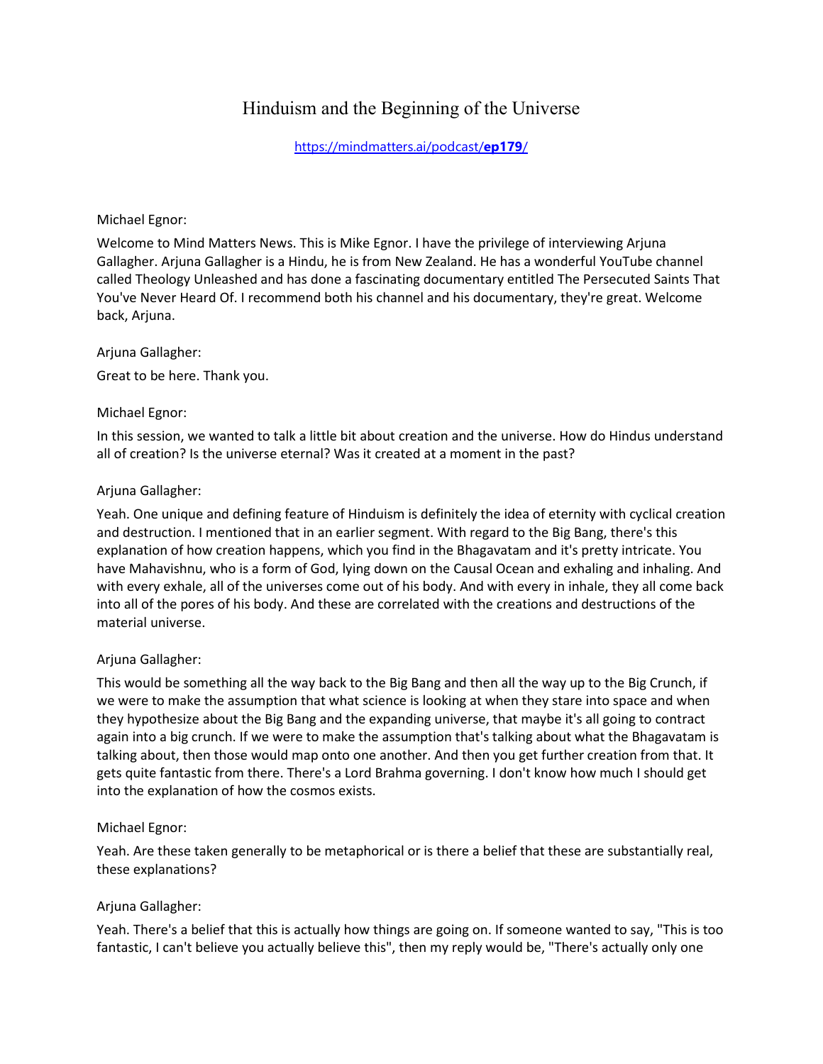# Hinduism and the Beginning of the Universe

[https://mindmatters.ai/podcast/**ep179**/](https://mindmatters.ai/podcast/ep179/)

Michael Egnor:

Welcome to Mind Matters News. This is Mike Egnor. I have the privilege of interviewing Arjuna Gallagher. Arjuna Gallagher is a Hindu, he is from New Zealand. He has a wonderful YouTube channel called Theology Unleashed and has done a fascinating documentary entitled The Persecuted Saints That You've Never Heard Of. I recommend both his channel and his documentary, they're great. Welcome back, Arjuna.

Arjuna Gallagher:

Great to be here. Thank you.

Michael Egnor:

In this session, we wanted to talk a little bit about creation and the universe. How do Hindus understand all of creation? Is the universe eternal? Was it created at a moment in the past?

Arjuna Gallagher:

Yeah. One unique and defining feature of Hinduism is definitely the idea of eternity with cyclical creation and destruction. I mentioned that in an earlier segment. With regard to the Big Bang, there's this explanation of how creation happens, which you find in the Bhagavatam and it's pretty intricate. You have Mahavishnu, who is a form of God, lying down on the Causal Ocean and exhaling and inhaling. And with every exhale, all of the universes come out of his body. And with every in inhale, they all come back into all of the pores of his body. And these are correlated with the creations and destructions of the material universe.

Arjuna Gallagher:

This would be something all the way back to the Big Bang and then all the way up to the Big Crunch, if we were to make the assumption that what science is looking at when they stare into space and when they hypothesize about the Big Bang and the expanding universe, that maybe it's all going to contract again into a big crunch. If we were to make the assumption that's talking about what the Bhagavatam is talking about, then those would map onto one another. And then you get further creation from that. It gets quite fantastic from there. There's a Lord Brahma governing. I don't know how much I should get into the explanation of how the cosmos exists.

Michael Egnor:

Yeah. Are these taken generally to be metaphorical or is there a belief that these are substantially real, these explanations?

Arjuna Gallagher:

Yeah. There's a belief that this is actually how things are going on. If someone wanted to say, "This is too fantastic, I can't believe you actually believe this", then my reply would be, "There's actually only one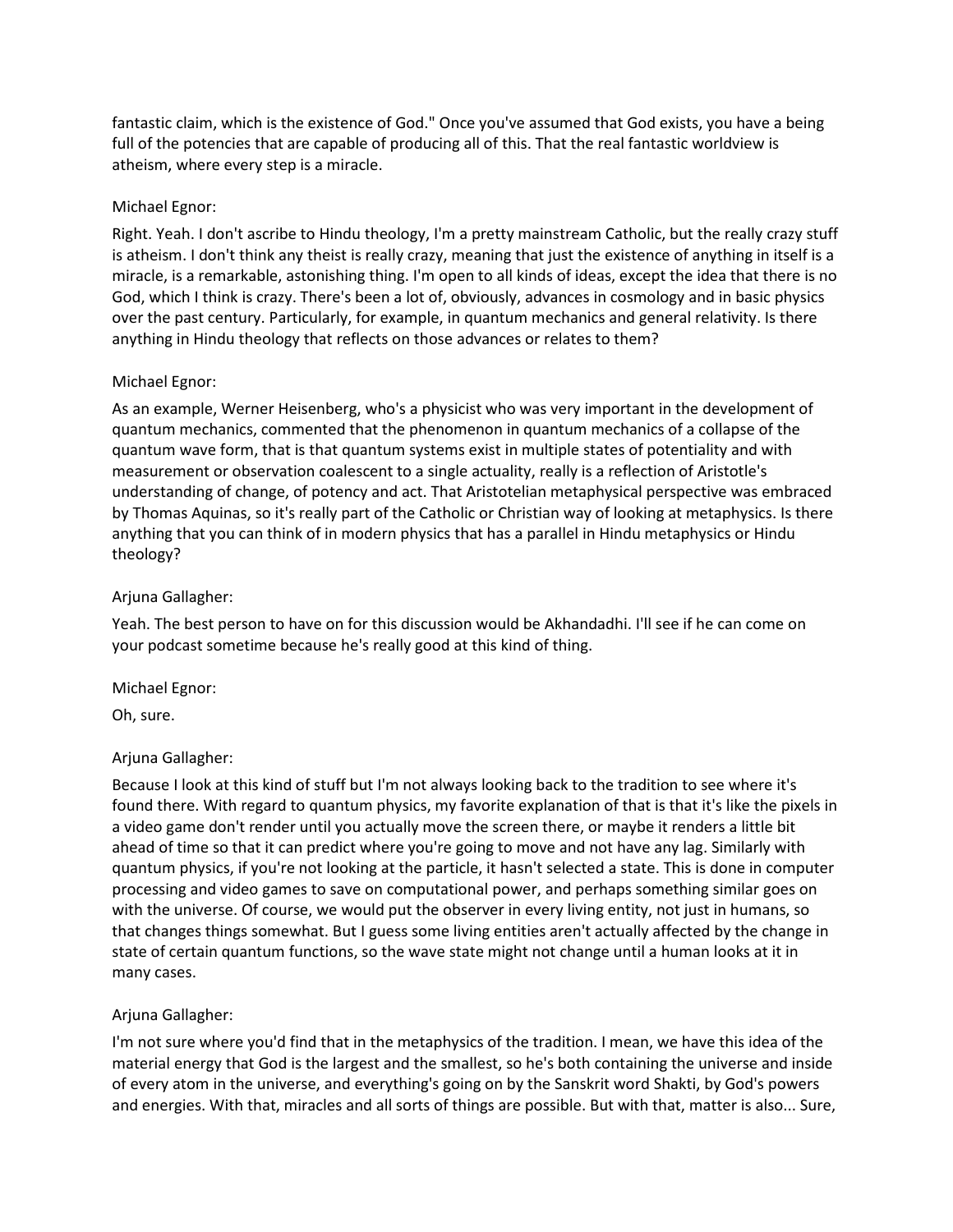fantastic claim, which is the existence of God." Once you've assumed that God exists, you have a being full of the potencies that are capable of producing all of this. That the real fantastic worldview is atheism, where every step is a miracle.

Michael Egnor:

Right. Yeah. I don't ascribe to Hindu theology, I'm a pretty mainstream Catholic, but the really crazy stuff is atheism. I don't think any theist is really crazy, meaning that just the existence of anything in itself is a miracle, is a remarkable, astonishing thing. I'm open to all kinds of ideas, except the idea that there is no God, which I think is crazy. There's been a lot of, obviously, advances in cosmology and in basic physics over the past century. Particularly, for example, in quantum mechanics and general relativity. Is there anything in Hindu theology that reflects on those advances or relates to them?

Michael Egnor:

As an example, Werner Heisenberg, who's a physicist who was very important in the development of quantum mechanics, commented that the phenomenon in quantum mechanics of a collapse of the quantum wave form, that is that quantum systems exist in multiple states of potentiality and with measurement or observation coalescent to a single actuality, really is a reflection of Aristotle's understanding of change, of potency and act. That Aristotelian metaphysical perspective was embraced by Thomas Aquinas, so it's really part of the Catholic or Christian way of looking at metaphysics. Is there anything that you can think of in modern physics that has a parallel in Hindu metaphysics or Hindu theology?

Arjuna Gallagher:

Yeah. The best person to have on for this discussion would be Akhandadhi. I'll see if he can come on your podcast sometime because he's really good at this kind of thing.

Michael Egnor:

Oh, sure.

Arjuna Gallagher:

Because I look at this kind of stuff but I'm not always looking back to the tradition to see where it's found there. With regard to quantum physics, my favorite explanation of that is that it's like the pixels in a video game don't render until you actually move the screen there, or maybe it renders a little bit ahead of time so that it can predict where you're going to move and not have any lag. Similarly with quantum physics, if you're not looking at the particle, it hasn't selected a state. This is done in computer processing and video games to save on computational power, and perhaps something similar goes on with the universe. Of course, we would put the observer in every living entity, not just in humans, so that changes things somewhat. But I guess some living entities aren't actually affected by the change in state of certain quantum functions, so the wave state might not change until a human looks at it in many cases.

Arjuna Gallagher:

I'm not sure where you'd find that in the metaphysics of the tradition. I mean, we have this idea of the material energy that God is the largest and the smallest, so he's both containing the universe and inside of every atom in the universe, and everything's going on by the Sanskrit word Shakti, by God's powers and energies. With that, miracles and all sorts of things are possible. But with that, matter is also... Sure,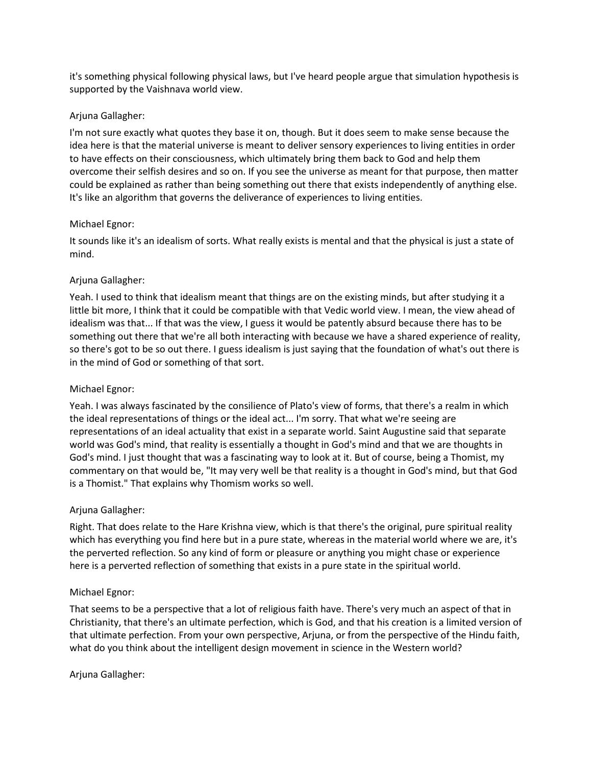it's something physical following physical laws, but I've heard people argue that simulation hypothesis is supported by the Vaishnava world view.

Arjuna Gallagher:

I'm not sure exactly what quotes they base it on, though. But it does seem to make sense because the idea here is that the material universe is meant to deliver sensory experiences to living entities in order to have effects on their consciousness, which ultimately bring them back to God and help them overcome their selfish desires and so on. If you see the universe as meant for that purpose, then matter could be explained as rather than being something out there that exists independently of anything else. It's like an algorithm that governs the deliverance of experiences to living entities.

Michael Egnor:

It sounds like it's an idealism of sorts. What really exists is mental and that the physical is just a state of mind.

Arjuna Gallagher:

Yeah. I used to think that idealism meant that things are on the existing minds, but after studying it a little bit more, I think that it could be compatible with that Vedic world view. I mean, the view ahead of idealism was that... If that was the view, I guess it would be patently absurd because there has to be something out there that we're all both interacting with because we have a shared experience of reality, so there's got to be so out there. I guess idealism is just saying that the foundation of what's out there is in the mind of God or something of that sort.

Michael Egnor:

Yeah. I was always fascinated by the consilience of Plato's view of forms, that there's a realm in which the ideal representations of things or the ideal act... I'm sorry. That what we're seeing are representations of an ideal actuality that exist in a separate world. Saint Augustine said that separate world was God's mind, that reality is essentially a thought in God's mind and that we are thoughts in God's mind. I just thought that was a fascinating way to look at it. But of course, being a Thomist, my commentary on that would be, "It may very well be that reality is a thought in God's mind, but that God is a Thomist." That explains why Thomism works so well.

Arjuna Gallagher:

Right. That does relate to the Hare Krishna view, which is that there's the original, pure spiritual reality which has everything you find here but in a pure state, whereas in the material world where we are, it's the perverted reflection. So any kind of form or pleasure or anything you might chase or experience here is a perverted reflection of something that exists in a pure state in the spiritual world.

Michael Egnor:

That seems to be a perspective that a lot of religious faith have. There's very much an aspect of that in Christianity, that there's an ultimate perfection, which is God, and that his creation is a limited version of that ultimate perfection. From your own perspective, Arjuna, or from the perspective of the Hindu faith, what do you think about the intelligent design movement in science in the Western world?

Arjuna Gallagher: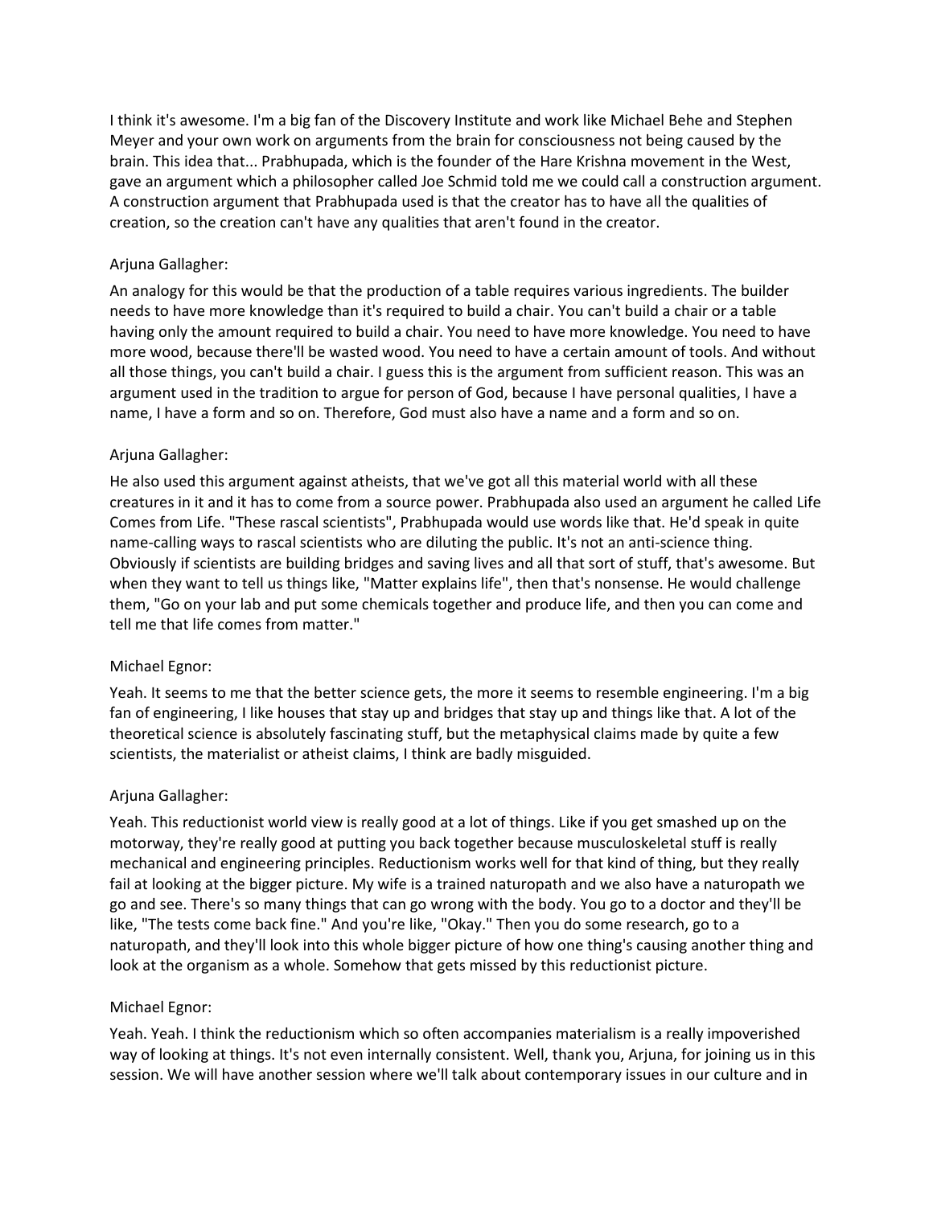I think it's awesome. I'm a big fan of the Discovery Institute and work like Michael Behe and Stephen Meyer and your own work on arguments from the brain for consciousness not being caused by the brain. This idea that... Prabhupada, which is the founder of the Hare Krishna movement in the West, gave an argument which a philosopher called Joe Schmid told me we could call a construction argument. A construction argument that Prabhupada used is that the creator has to have all the qualities of creation, so the creation can't have any qualities that aren't found in the creator.

Arjuna Gallagher:

An analogy for this would be that the production of a table requires various ingredients. The builder needs to have more knowledge than it's required to build a chair. You can't build a chair or a table having only the amount required to build a chair. You need to have more knowledge. You need to have more wood, because there'll be wasted wood. You need to have a certain amount of tools. And without all those things, you can't build a chair. I guess this is the argument from sufficient reason. This was an argument used in the tradition to argue for person of God, because I have personal qualities, I have a name, I have a form and so on. Therefore, God must also have a name and a form and so on.

Arjuna Gallagher:

He also used this argument against atheists, that we've got all this material world with all these creatures in it and it has to come from a source power. Prabhupada also used an argument he called Life Comes from Life. "These rascal scientists", Prabhupada would use words like that. He'd speak in quite name-calling ways to rascal scientists who are diluting the public. It's not an anti-science thing. Obviously if scientists are building bridges and saving lives and all that sort of stuff, that's awesome. But when they want to tell us things like, "Matter explains life", then that's nonsense. He would challenge them, "Go on your lab and put some chemicals together and produce life, and then you can come and tell me that life comes from matter."

Michael Egnor:

Yeah. It seems to me that the better science gets, the more it seems to resemble engineering. I'm a big fan of engineering, I like houses that stay up and bridges that stay up and things like that. A lot of the theoretical science is absolutely fascinating stuff, but the metaphysical claims made by quite a few scientists, the materialist or atheist claims, I think are badly misguided.

Arjuna Gallagher:

Yeah. This reductionist world view is really good at a lot of things. Like if you get smashed up on the motorway, they're really good at putting you back together because musculoskeletal stuff is really mechanical and engineering principles. Reductionism works well for that kind of thing, but they really fail at looking at the bigger picture. My wife is a trained naturopath and we also have a naturopath we go and see. There's so many things that can go wrong with the body. You go to a doctor and they'll be like, "The tests come back fine." And you're like, "Okay." Then you do some research, go to a naturopath, and they'll look into this whole bigger picture of how one thing's causing another thing and look at the organism as a whole. Somehow that gets missed by this reductionist picture.

Michael Egnor:

Yeah. Yeah. I think the reductionism which so often accompanies materialism is a really impoverished way of looking at things. It's not even internally consistent. Well, thank you, Arjuna, for joining us in this session. We will have another session where we'll talk about contemporary issues in our culture and in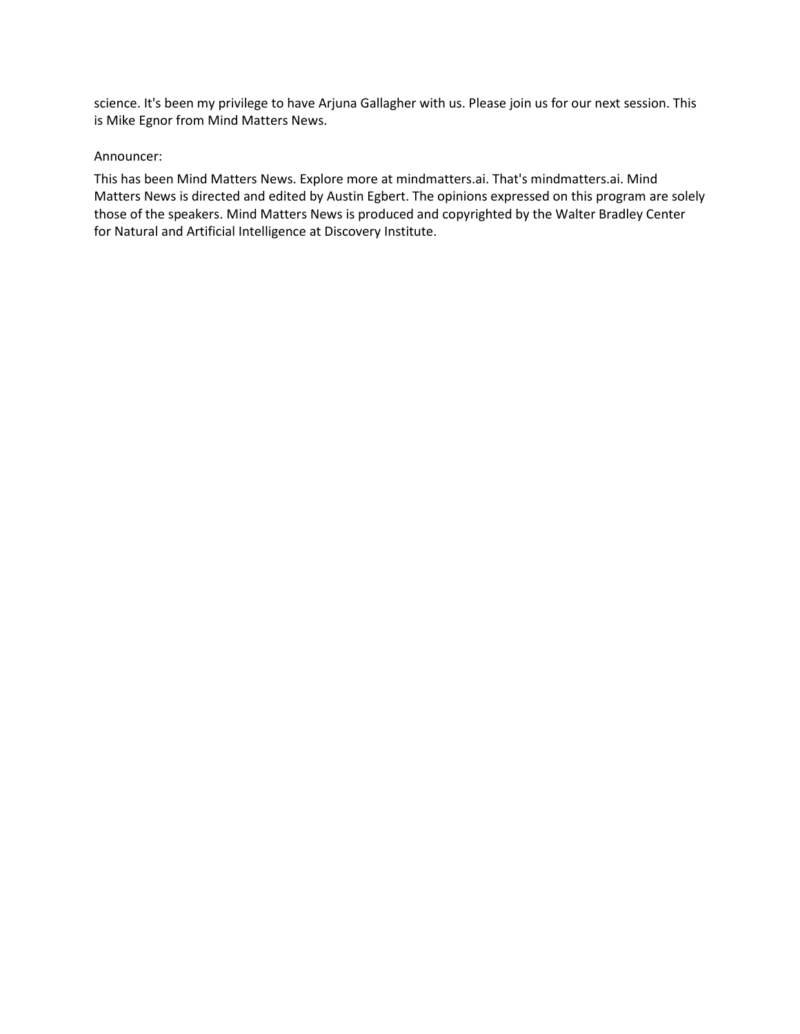science. It's been my privilege to have Arjuna Gallagher with us. Please join us for our next session. This is Mike Egnor from Mind Matters News.

Announcer:

This has been Mind Matters News. Explore more at mindmatters.ai. That's mindmatters.ai. Mind Matters News is directed and edited by Austin Egbert. The opinions expressed on this program are solely those of the speakers. Mind Matters News is produced and copyrighted by the Walter Bradley Center for Natural and Artificial Intelligence at Discovery Institute.